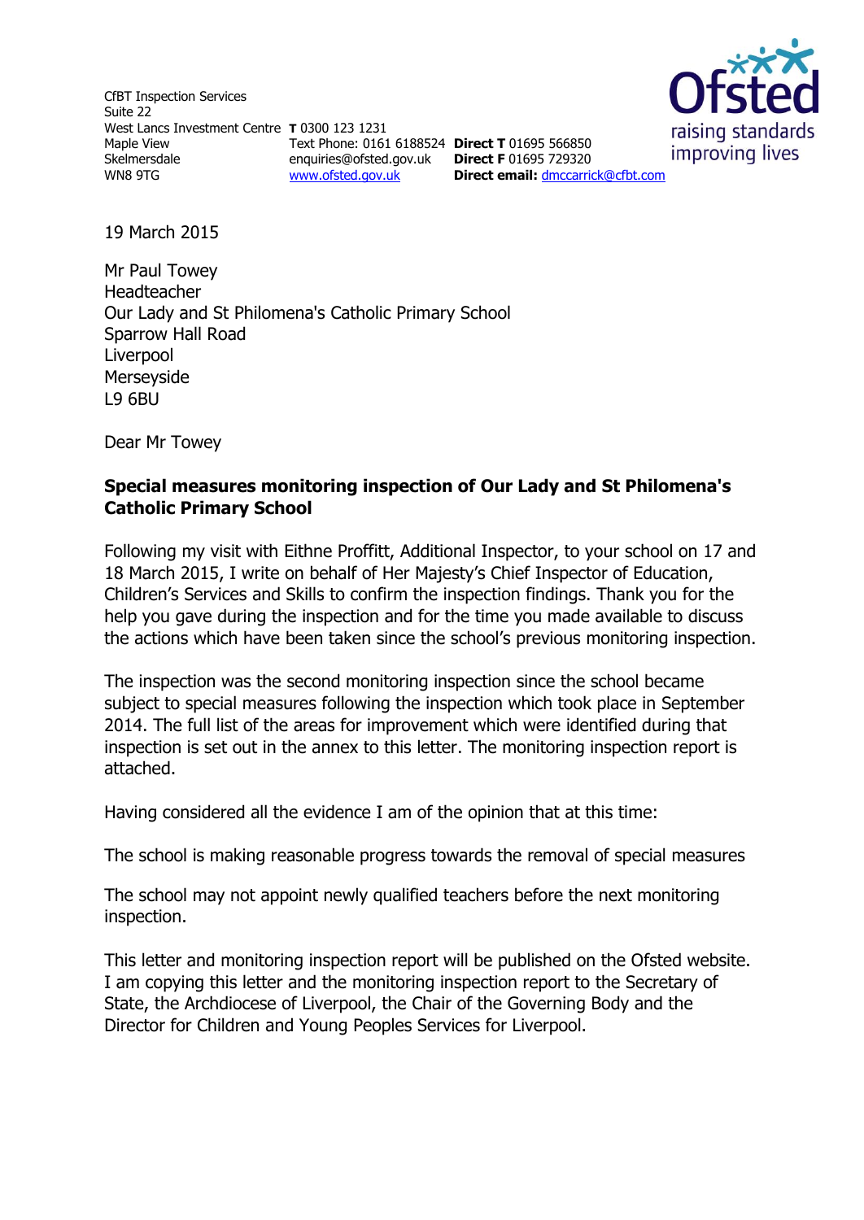CfBT Inspection Services
Suite 22
West Lancs Investment Centre
Maple View
Skelmersdale
WN8 9TG

**T** 0300 123 1231
Text Phone: 0161 6188524
enquiries@ofsted.gov.uk
www.ofsted.gov.uk

**Direct T** 01695 566850
**Direct F** 01695 729320
**Direct email:** dmccarrick@cfbt.com

Ofsted
raising standards
improving lives

19 March 2015

Mr Paul Towey
Headteacher
Our Lady and St Philomena's Catholic Primary School
Sparrow Hall Road
Liverpool
Merseyside
L9 6BU

Dear Mr Towey

**Special measures monitoring inspection of Our Lady and St Philomena's Catholic Primary School**

Following my visit with Eithne Proffitt, Additional Inspector, to your school on 17 and 18 March 2015, I write on behalf of Her Majesty's Chief Inspector of Education, Children's Services and Skills to confirm the inspection findings. Thank you for the help you gave during the inspection and for the time you made available to discuss the actions which have been taken since the school's previous monitoring inspection.

The inspection was the second monitoring inspection since the school became subject to special measures following the inspection which took place in September 2014. The full list of the areas for improvement which were identified during that inspection is set out in the annex to this letter. The monitoring inspection report is attached.

Having considered all the evidence I am of the opinion that at this time:

The school is making reasonable progress towards the removal of special measures

The school may not appoint newly qualified teachers before the next monitoring inspection.

This letter and monitoring inspection report will be published on the Ofsted website. I am copying this letter and the monitoring inspection report to the Secretary of State, the Archdiocese of Liverpool, the Chair of the Governing Body and the Director for Children and Young Peoples Services for Liverpool.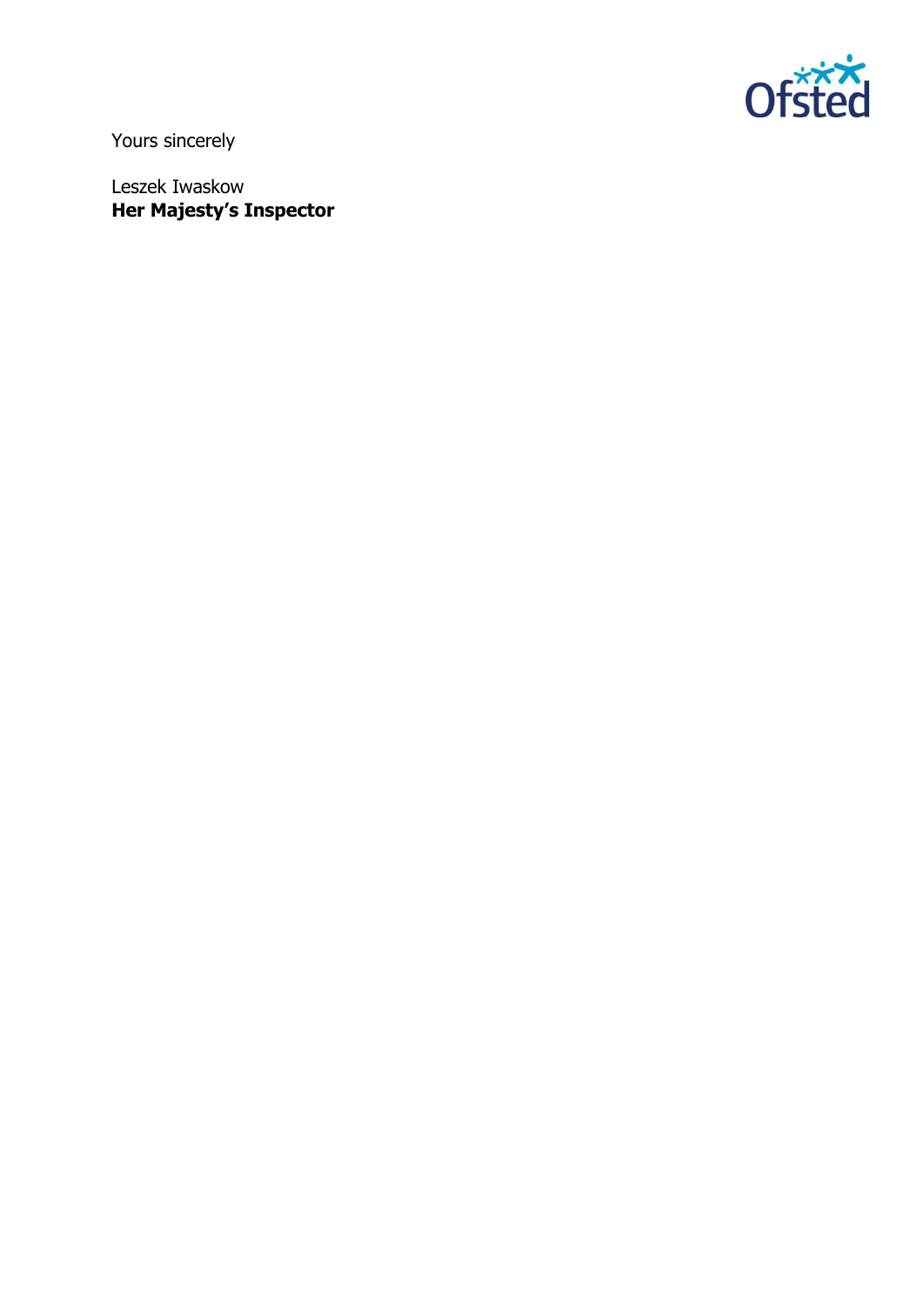Yours sincerely

Leszek Iwaskow
**Her Majesty's Inspector**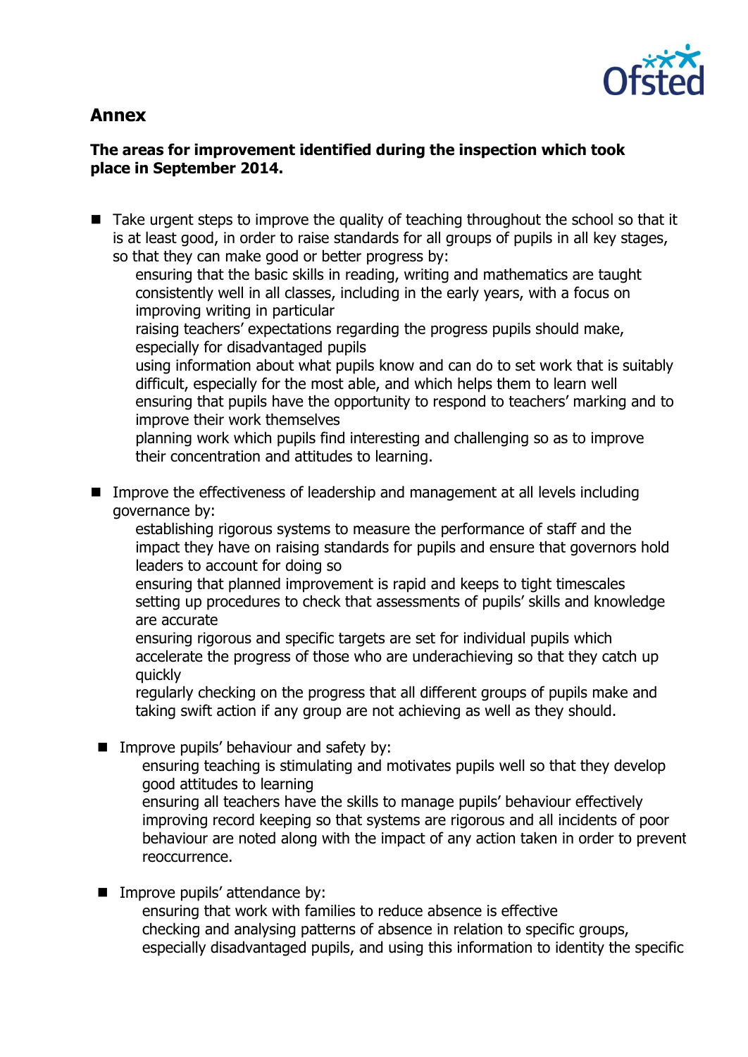## Annex

**The areas for improvement identified during the inspection which took place in September 2014.**

- Take urgent steps to improve the quality of teaching throughout the school so that it is at least good, in order to raise standards for all groups of pupils in all key stages, so that they can make good or better progress by:
  - ensuring that the basic skills in reading, writing and mathematics are taught consistently well in all classes, including in the early years, with a focus on improving writing in particular
  - raising teachers' expectations regarding the progress pupils should make, especially for disadvantaged pupils
  - using information about what pupils know and can do to set work that is suitably difficult, especially for the most able, and which helps them to learn well
  - ensuring that pupils have the opportunity to respond to teachers' marking and to improve their work themselves
  - planning work which pupils find interesting and challenging so as to improve their concentration and attitudes to learning.

- Improve the effectiveness of leadership and management at all levels including governance by:
  - establishing rigorous systems to measure the performance of staff and the impact they have on raising standards for pupils and ensure that governors hold leaders to account for doing so
  - ensuring that planned improvement is rapid and keeps to tight timescales
  - setting up procedures to check that assessments of pupils' skills and knowledge are accurate
  - ensuring rigorous and specific targets are set for individual pupils which accelerate the progress of those who are underachieving so that they catch up quickly
  - regularly checking on the progress that all different groups of pupils make and taking swift action if any group are not achieving as well as they should.

- Improve pupils' behaviour and safety by:
  - ensuring teaching is stimulating and motivates pupils well so that they develop good attitudes to learning
  - ensuring all teachers have the skills to manage pupils' behaviour effectively
  - improving record keeping so that systems are rigorous and all incidents of poor behaviour are noted along with the impact of any action taken in order to prevent reoccurrence.

- Improve pupils' attendance by:
  - ensuring that work with families to reduce absence is effective
  - checking and analysing patterns of absence in relation to specific groups, especially disadvantaged pupils, and using this information to identity the specific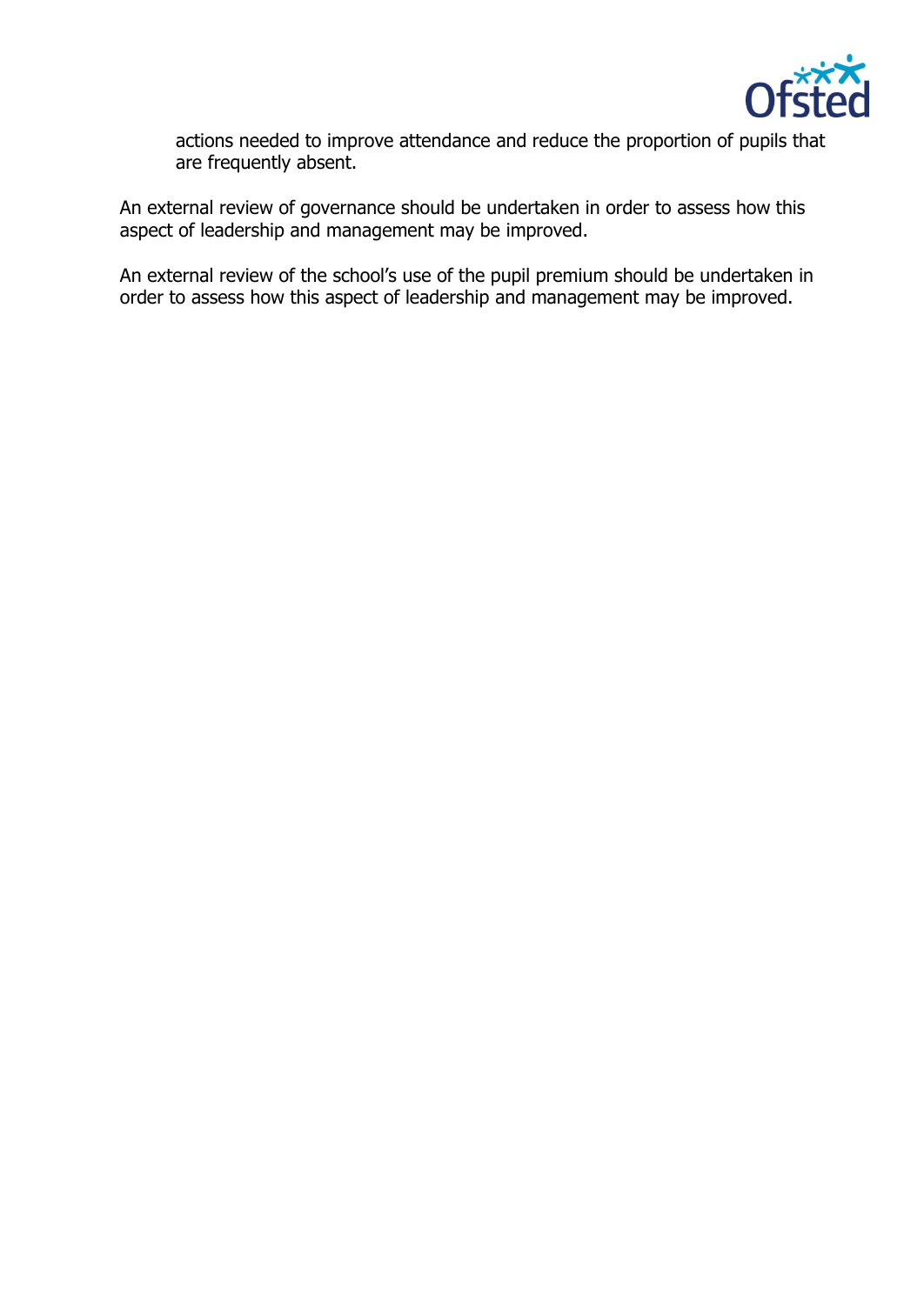actions needed to improve attendance and reduce the proportion of pupils that are frequently absent.

An external review of governance should be undertaken in order to assess how this aspect of leadership and management may be improved.

An external review of the school's use of the pupil premium should be undertaken in order to assess how this aspect of leadership and management may be improved.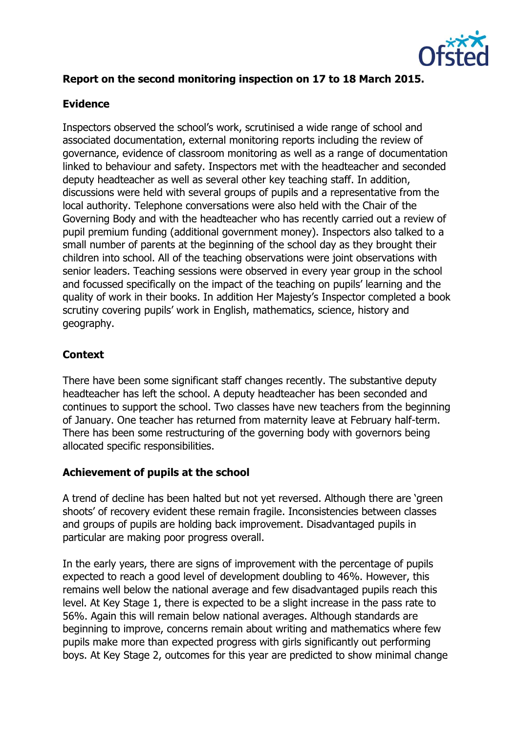**Report on the second monitoring inspection on 17 to 18 March 2015.**

**Evidence**

Inspectors observed the school's work, scrutinised a wide range of school and associated documentation, external monitoring reports including the review of governance, evidence of classroom monitoring as well as a range of documentation linked to behaviour and safety. Inspectors met with the headteacher and seconded deputy headteacher as well as several other key teaching staff. In addition, discussions were held with several groups of pupils and a representative from the local authority. Telephone conversations were also held with the Chair of the Governing Body and with the headteacher who has recently carried out a review of pupil premium funding (additional government money). Inspectors also talked to a small number of parents at the beginning of the school day as they brought their children into school. All of the teaching observations were joint observations with senior leaders. Teaching sessions were observed in every year group in the school and focussed specifically on the impact of the teaching on pupils' learning and the quality of work in their books. In addition Her Majesty's Inspector completed a book scrutiny covering pupils' work in English, mathematics, science, history and geography.

**Context**

There have been some significant staff changes recently. The substantive deputy headteacher has left the school. A deputy headteacher has been seconded and continues to support the school. Two classes have new teachers from the beginning of January. One teacher has returned from maternity leave at February half-term. There has been some restructuring of the governing body with governors being allocated specific responsibilities.

**Achievement of pupils at the school**

A trend of decline has been halted but not yet reversed. Although there are 'green shoots' of recovery evident these remain fragile. Inconsistencies between classes and groups of pupils are holding back improvement. Disadvantaged pupils in particular are making poor progress overall.

In the early years, there are signs of improvement with the percentage of pupils expected to reach a good level of development doubling to 46%. However, this remains well below the national average and few disadvantaged pupils reach this level. At Key Stage 1, there is expected to be a slight increase in the pass rate to 56%. Again this will remain below national averages. Although standards are beginning to improve, concerns remain about writing and mathematics where few pupils make more than expected progress with girls significantly out performing boys. At Key Stage 2, outcomes for this year are predicted to show minimal change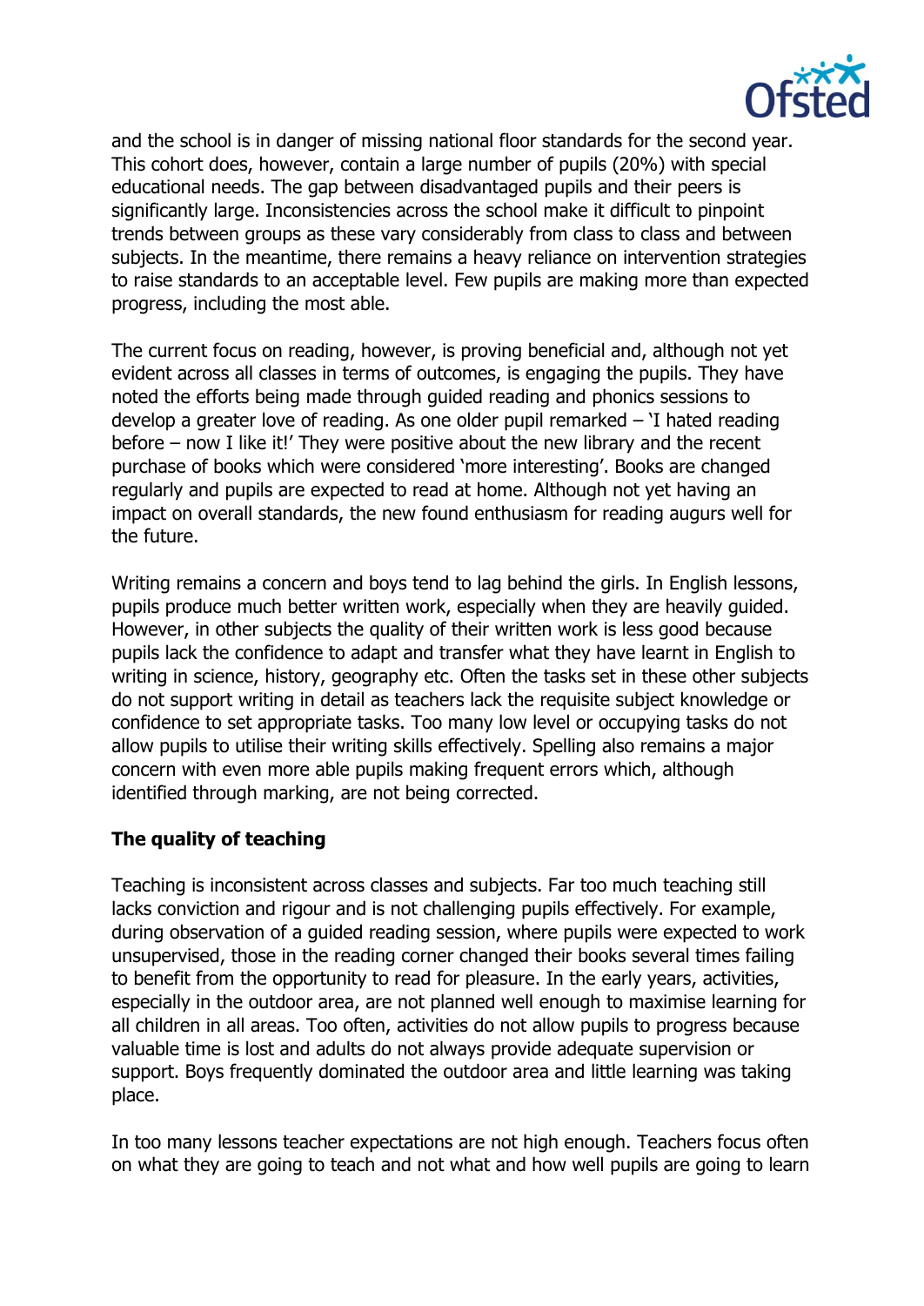and the school is in danger of missing national floor standards for the second year. This cohort does, however, contain a large number of pupils (20%) with special educational needs. The gap between disadvantaged pupils and their peers is significantly large. Inconsistencies across the school make it difficult to pinpoint trends between groups as these vary considerably from class to class and between subjects. In the meantime, there remains a heavy reliance on intervention strategies to raise standards to an acceptable level. Few pupils are making more than expected progress, including the most able.

The current focus on reading, however, is proving beneficial and, although not yet evident across all classes in terms of outcomes, is engaging the pupils. They have noted the efforts being made through guided reading and phonics sessions to develop a greater love of reading. As one older pupil remarked – 'I hated reading before – now I like it!' They were positive about the new library and the recent purchase of books which were considered 'more interesting'. Books are changed regularly and pupils are expected to read at home. Although not yet having an impact on overall standards, the new found enthusiasm for reading augurs well for the future.

Writing remains a concern and boys tend to lag behind the girls. In English lessons, pupils produce much better written work, especially when they are heavily guided. However, in other subjects the quality of their written work is less good because pupils lack the confidence to adapt and transfer what they have learnt in English to writing in science, history, geography etc. Often the tasks set in these other subjects do not support writing in detail as teachers lack the requisite subject knowledge or confidence to set appropriate tasks. Too many low level or occupying tasks do not allow pupils to utilise their writing skills effectively. Spelling also remains a major concern with even more able pupils making frequent errors which, although identified through marking, are not being corrected.

**The quality of teaching**

Teaching is inconsistent across classes and subjects. Far too much teaching still lacks conviction and rigour and is not challenging pupils effectively. For example, during observation of a guided reading session, where pupils were expected to work unsupervised, those in the reading corner changed their books several times failing to benefit from the opportunity to read for pleasure. In the early years, activities, especially in the outdoor area, are not planned well enough to maximise learning for all children in all areas. Too often, activities do not allow pupils to progress because valuable time is lost and adults do not always provide adequate supervision or support. Boys frequently dominated the outdoor area and little learning was taking place.

In too many lessons teacher expectations are not high enough. Teachers focus often on what they are going to teach and not what and how well pupils are going to learn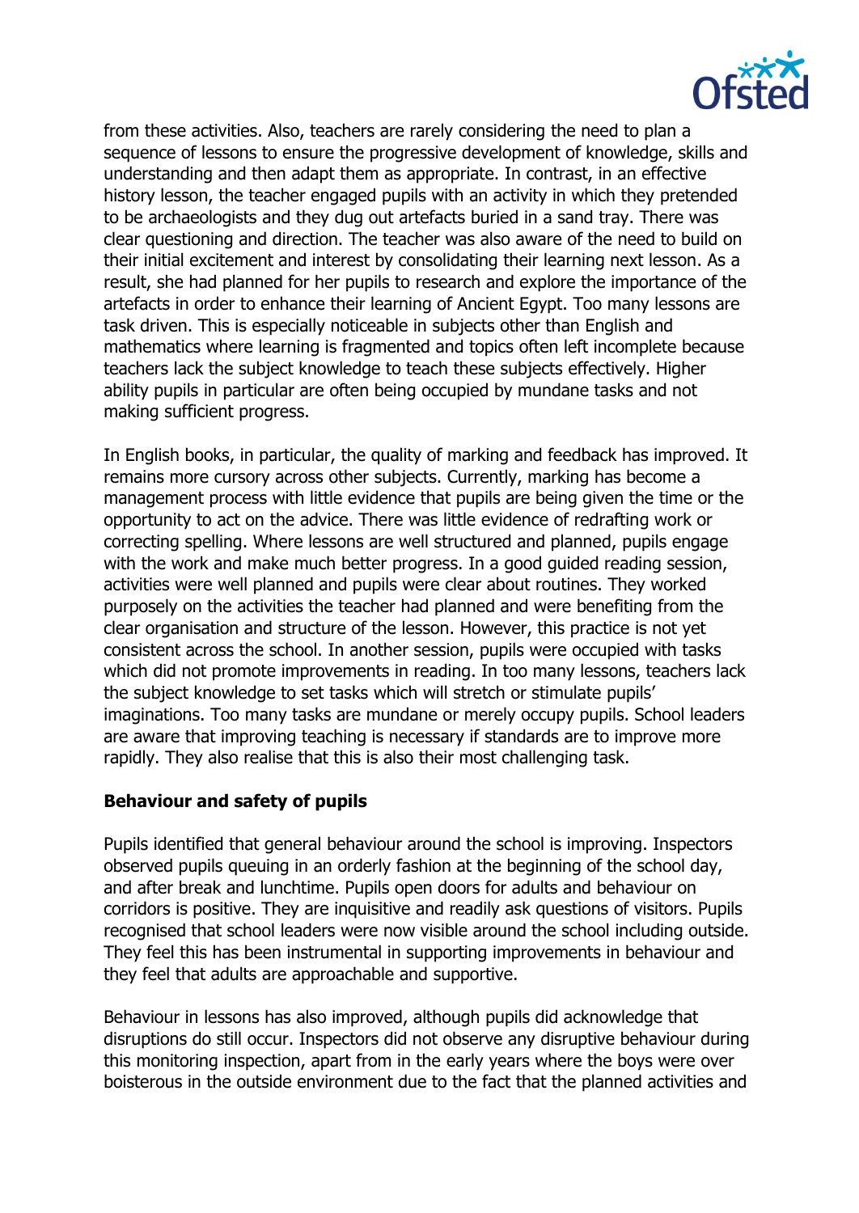from these activities. Also, teachers are rarely considering the need to plan a sequence of lessons to ensure the progressive development of knowledge, skills and understanding and then adapt them as appropriate. In contrast, in an effective history lesson, the teacher engaged pupils with an activity in which they pretended to be archaeologists and they dug out artefacts buried in a sand tray. There was clear questioning and direction. The teacher was also aware of the need to build on their initial excitement and interest by consolidating their learning next lesson. As a result, she had planned for her pupils to research and explore the importance of the artefacts in order to enhance their learning of Ancient Egypt. Too many lessons are task driven. This is especially noticeable in subjects other than English and mathematics where learning is fragmented and topics often left incomplete because teachers lack the subject knowledge to teach these subjects effectively. Higher ability pupils in particular are often being occupied by mundane tasks and not making sufficient progress.

In English books, in particular, the quality of marking and feedback has improved. It remains more cursory across other subjects. Currently, marking has become a management process with little evidence that pupils are being given the time or the opportunity to act on the advice. There was little evidence of redrafting work or correcting spelling. Where lessons are well structured and planned, pupils engage with the work and make much better progress. In a good guided reading session, activities were well planned and pupils were clear about routines. They worked purposely on the activities the teacher had planned and were benefiting from the clear organisation and structure of the lesson. However, this practice is not yet consistent across the school. In another session, pupils were occupied with tasks which did not promote improvements in reading. In too many lessons, teachers lack the subject knowledge to set tasks which will stretch or stimulate pupils' imaginations. Too many tasks are mundane or merely occupy pupils. School leaders are aware that improving teaching is necessary if standards are to improve more rapidly. They also realise that this is also their most challenging task.

**Behaviour and safety of pupils**

Pupils identified that general behaviour around the school is improving. Inspectors observed pupils queuing in an orderly fashion at the beginning of the school day, and after break and lunchtime. Pupils open doors for adults and behaviour on corridors is positive. They are inquisitive and readily ask questions of visitors. Pupils recognised that school leaders were now visible around the school including outside. They feel this has been instrumental in supporting improvements in behaviour and they feel that adults are approachable and supportive.

Behaviour in lessons has also improved, although pupils did acknowledge that disruptions do still occur. Inspectors did not observe any disruptive behaviour during this monitoring inspection, apart from in the early years where the boys were over boisterous in the outside environment due to the fact that the planned activities and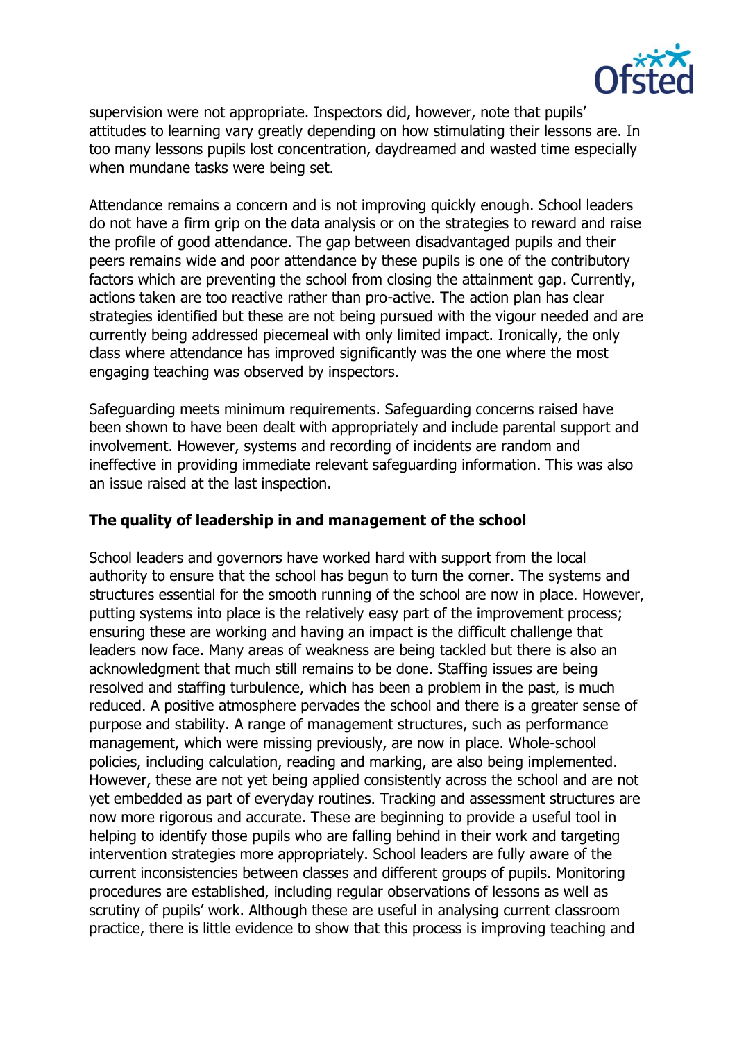supervision were not appropriate. Inspectors did, however, note that pupils' attitudes to learning vary greatly depending on how stimulating their lessons are. In too many lessons pupils lost concentration, daydreamed and wasted time especially when mundane tasks were being set.

Attendance remains a concern and is not improving quickly enough. School leaders do not have a firm grip on the data analysis or on the strategies to reward and raise the profile of good attendance. The gap between disadvantaged pupils and their peers remains wide and poor attendance by these pupils is one of the contributory factors which are preventing the school from closing the attainment gap. Currently, actions taken are too reactive rather than pro-active. The action plan has clear strategies identified but these are not being pursued with the vigour needed and are currently being addressed piecemeal with only limited impact. Ironically, the only class where attendance has improved significantly was the one where the most engaging teaching was observed by inspectors.

Safeguarding meets minimum requirements. Safeguarding concerns raised have been shown to have been dealt with appropriately and include parental support and involvement. However, systems and recording of incidents are random and ineffective in providing immediate relevant safeguarding information. This was also an issue raised at the last inspection.

**The quality of leadership in and management of the school**

School leaders and governors have worked hard with support from the local authority to ensure that the school has begun to turn the corner. The systems and structures essential for the smooth running of the school are now in place. However, putting systems into place is the relatively easy part of the improvement process; ensuring these are working and having an impact is the difficult challenge that leaders now face. Many areas of weakness are being tackled but there is also an acknowledgment that much still remains to be done. Staffing issues are being resolved and staffing turbulence, which has been a problem in the past, is much reduced. A positive atmosphere pervades the school and there is a greater sense of purpose and stability. A range of management structures, such as performance management, which were missing previously, are now in place. Whole-school policies, including calculation, reading and marking, are also being implemented. However, these are not yet being applied consistently across the school and are not yet embedded as part of everyday routines. Tracking and assessment structures are now more rigorous and accurate. These are beginning to provide a useful tool in helping to identify those pupils who are falling behind in their work and targeting intervention strategies more appropriately. School leaders are fully aware of the current inconsistencies between classes and different groups of pupils. Monitoring procedures are established, including regular observations of lessons as well as scrutiny of pupils' work. Although these are useful in analysing current classroom practice, there is little evidence to show that this process is improving teaching and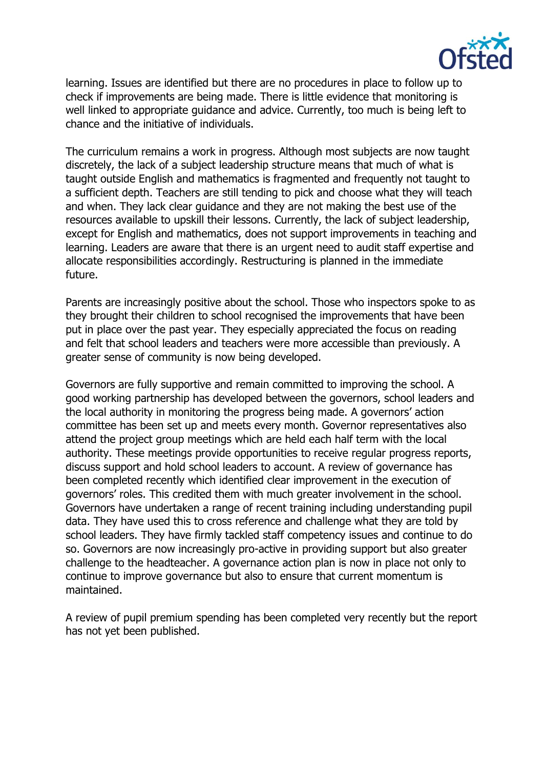learning. Issues are identified but there are no procedures in place to follow up to check if improvements are being made. There is little evidence that monitoring is well linked to appropriate guidance and advice. Currently, too much is being left to chance and the initiative of individuals.

The curriculum remains a work in progress. Although most subjects are now taught discretely, the lack of a subject leadership structure means that much of what is taught outside English and mathematics is fragmented and frequently not taught to a sufficient depth. Teachers are still tending to pick and choose what they will teach and when. They lack clear guidance and they are not making the best use of the resources available to upskill their lessons. Currently, the lack of subject leadership, except for English and mathematics, does not support improvements in teaching and learning. Leaders are aware that there is an urgent need to audit staff expertise and allocate responsibilities accordingly. Restructuring is planned in the immediate future.

Parents are increasingly positive about the school. Those who inspectors spoke to as they brought their children to school recognised the improvements that have been put in place over the past year. They especially appreciated the focus on reading and felt that school leaders and teachers were more accessible than previously. A greater sense of community is now being developed.

Governors are fully supportive and remain committed to improving the school. A good working partnership has developed between the governors, school leaders and the local authority in monitoring the progress being made. A governors' action committee has been set up and meets every month. Governor representatives also attend the project group meetings which are held each half term with the local authority. These meetings provide opportunities to receive regular progress reports, discuss support and hold school leaders to account. A review of governance has been completed recently which identified clear improvement in the execution of governors' roles. This credited them with much greater involvement in the school. Governors have undertaken a range of recent training including understanding pupil data. They have used this to cross reference and challenge what they are told by school leaders. They have firmly tackled staff competency issues and continue to do so. Governors are now increasingly pro-active in providing support but also greater challenge to the headteacher. A governance action plan is now in place not only to continue to improve governance but also to ensure that current momentum is maintained.

A review of pupil premium spending has been completed very recently but the report has not yet been published.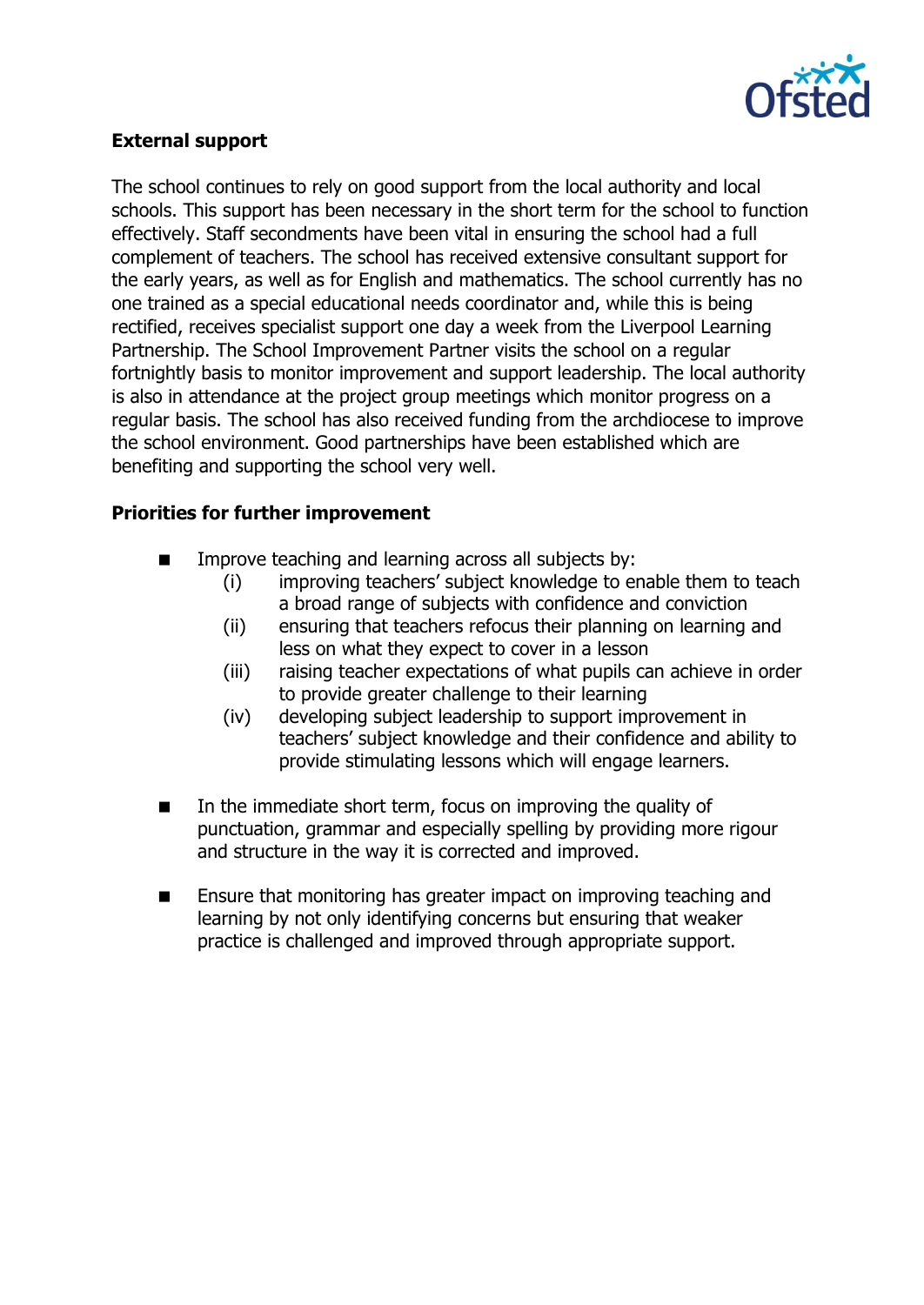### External support

The school continues to rely on good support from the local authority and local schools. This support has been necessary in the short term for the school to function effectively. Staff secondments have been vital in ensuring the school had a full complement of teachers. The school has received extensive consultant support for the early years, as well as for English and mathematics. The school currently has no one trained as a special educational needs coordinator and, while this is being rectified, receives specialist support one day a week from the Liverpool Learning Partnership. The School Improvement Partner visits the school on a regular fortnightly basis to monitor improvement and support leadership. The local authority is also in attendance at the project group meetings which monitor progress on a regular basis. The school has also received funding from the archdiocese to improve the school environment. Good partnerships have been established which are benefiting and supporting the school very well.

### Priorities for further improvement

- Improve teaching and learning across all subjects by:
  - (i) improving teachers' subject knowledge to enable them to teach a broad range of subjects with confidence and conviction
  - (ii) ensuring that teachers refocus their planning on learning and less on what they expect to cover in a lesson
  - (iii) raising teacher expectations of what pupils can achieve in order to provide greater challenge to their learning
  - (iv) developing subject leadership to support improvement in teachers' subject knowledge and their confidence and ability to provide stimulating lessons which will engage learners.

- In the immediate short term, focus on improving the quality of punctuation, grammar and especially spelling by providing more rigour and structure in the way it is corrected and improved.

- Ensure that monitoring has greater impact on improving teaching and learning by not only identifying concerns but ensuring that weaker practice is challenged and improved through appropriate support.